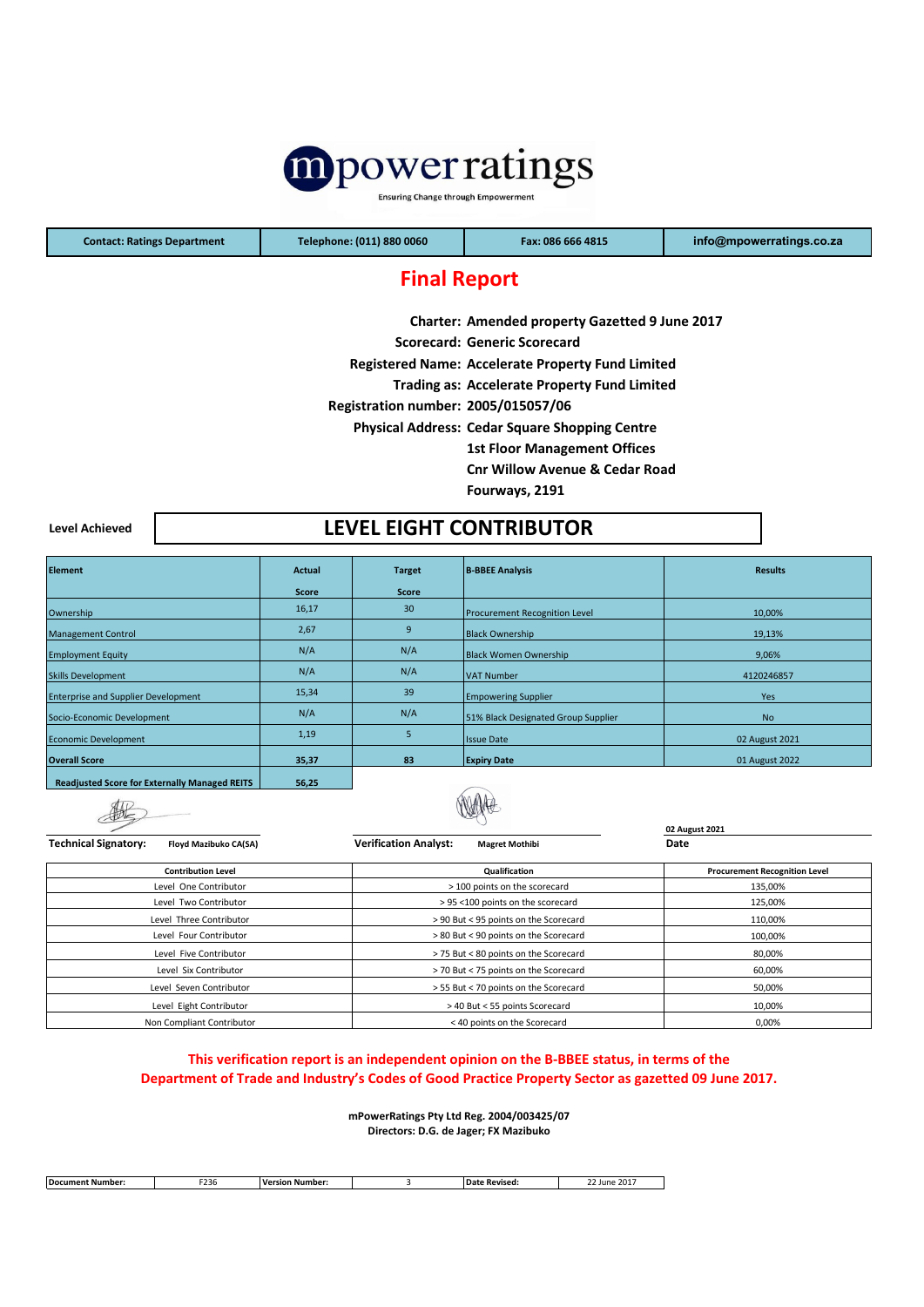# mpowerratings

Ensuring Change through Empowerment

| Contact: Ratings Department | Telephone: (011) 880 0060 | Fax: 086 666 4815 | info@mpowerratings.co.za |
|---|---|---|---|

## Final Report

**Charter:** Amended property Gazetted 9 June 2017
**Scorecard:** Generic Scorecard
**Registered Name:** Accelerate Property Fund Limited
**Trading as:** Accelerate Property Fund Limited
**Registration number:** 2005/015057/06
**Physical Address:** Cedar Square Shopping Centre
1st Floor Management Offices
Cnr Willow Avenue & Cedar Road
Fourways, 2191

**Level Achieved** | **LEVEL EIGHT CONTRIBUTOR**

| Element | Actual Score | Target Score | B-BBEE Analysis | Results |
|---|---|---|---|---|
| Ownership | 16,17 | 30 | Procurement Recognition Level | 10,00% |
| Management Control | 2,67 | 9 | Black Ownership | 19,13% |
| Employment Equity | N/A | N/A | Black Women Ownership | 9,06% |
| Skills Development | N/A | N/A | VAT Number | 4120246857 |
| Enterprise and Supplier Development | 15,34 | 39 | Empowering Supplier | Yes |
| Socio-Economic Development | N/A | N/A | 51% Black Designated Group Supplier | No |
| Economic Development | 1,19 | 5 | Issue Date | 02 August 2021 |
| **Overall Score** | **35,37** | **83** | **Expiry Date** | 01 August 2022 |
| **Readjusted Score for Externally Managed REITS** | **56,25** | | | |

**Technical Signatory:** Floyd Mazibuko CA(SA) | **Verification Analyst:** Magret Mothibi | 02 August 2021 **Date**

| Contribution Level | Qualification | Procurement Recognition Level |
|---|---|---|
| Level One Contributor | > 100 points on the scorecard | 135,00% |
| Level Two Contributor | > 95 <100 points on the scorecard | 125,00% |
| Level Three Contributor | > 90 But < 95 points on the Scorecard | 110,00% |
| Level Four Contributor | > 80 But < 90 points on the Scorecard | 100,00% |
| Level Five Contributor | > 75 But < 80 points on the Scorecard | 80,00% |
| Level Six Contributor | > 70 But < 75 points on the Scorecard | 60,00% |
| Level Seven Contributor | > 55 But < 70 points on the Scorecard | 50,00% |
| Level Eight Contributor | > 40 But < 55 points Scorecard | 10,00% |
| Non Compliant Contributor | < 40 points on the Scorecard | 0,00% |

**This verification report is an independent opinion on the B-BBEE status, in terms of the Department of Trade and Industry's Codes of Good Practice Property Sector as gazetted 09 June 2017.**

**mPowerRatings Pty Ltd Reg. 2004/003425/07**
**Directors: D.G. de Jager; FX Mazibuko**

| Document Number: | F236 | Version Number: | 3 | Date Revised: | 22 June 2017 |
|---|---|---|---|---|---|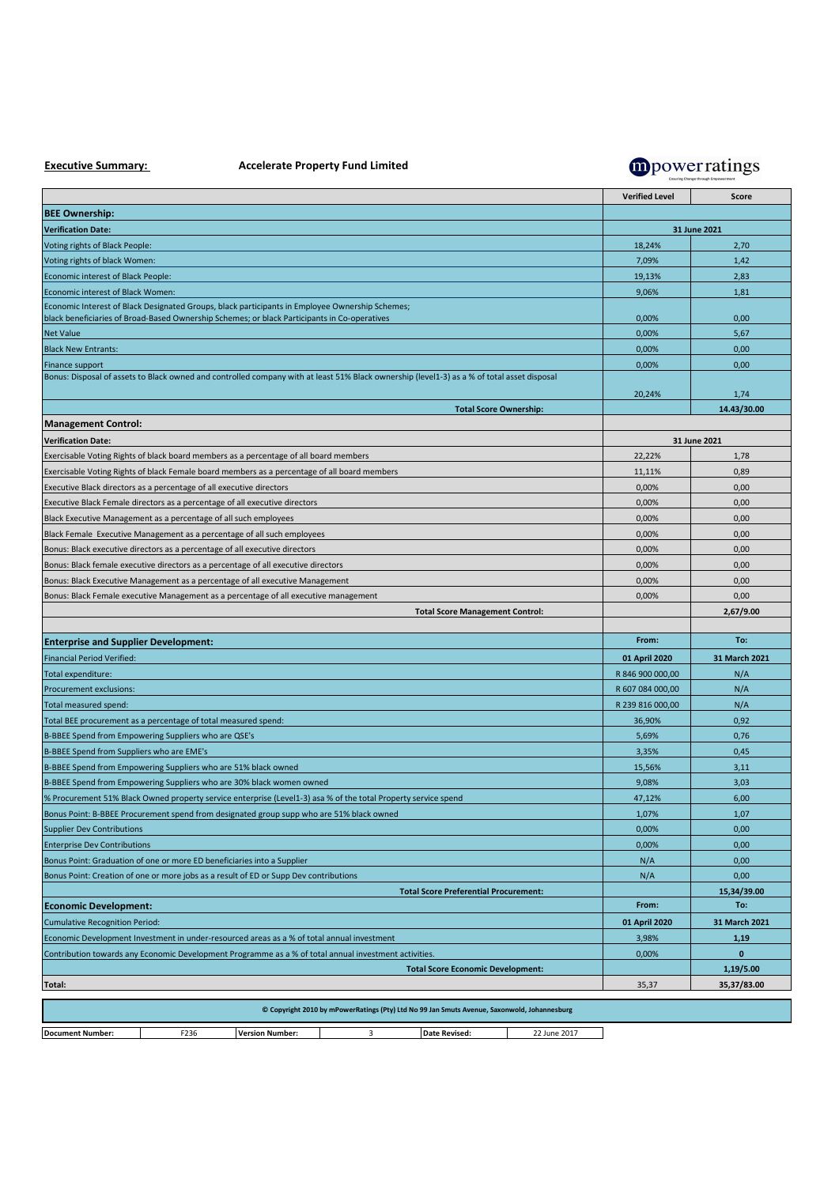**Executive Summary:** **Accelerate Property Fund Limited**

mpowerratings

| | Verified Level | Score |
|---|---|---|
| **BEE Ownership:** | | |
| **Verification Date:** | 31 June 2021 | |
| Voting rights of Black People: | 18,24% | 2,70 |
| Voting rights of black Women: | 7,09% | 1,42 |
| Economic interest of Black People: | 19,13% | 2,83 |
| Economic interest of Black Women: | 9,06% | 1,81 |
| Economic Interest of Black Designated Groups, black participants in Employee Ownership Schemes; black beneficiaries of Broad-Based Ownership Schemes; or black Participants in Co-operatives | 0,00% | 0,00 |
| Net Value | 0,00% | 5,67 |
| Black New Entrants: | 0,00% | 0,00 |
| Finance support | 0,00% | 0,00 |
| Bonus: Disposal of assets to Black owned and controlled company with at least 51% Black ownership (level1-3) as a % of total asset disposal | 20,24% | 1,74 |
| **Total Score Ownership:** | | **14.43/30.00** |
| **Management Control:** | | |
| **Verification Date:** | 31 June 2021 | |
| Exercisable Voting Rights of black board members as a percentage of all board members | 22,22% | 1,78 |
| Exercisable Voting Rights of black Female board members as a percentage of all board members | 11,11% | 0,89 |
| Executive Black directors as a percentage of all executive directors | 0,00% | 0,00 |
| Executive Black Female directors as a percentage of all executive directors | 0,00% | 0,00 |
| Black Executive Management as a percentage of all such employees | 0,00% | 0,00 |
| Black Female Executive Management as a percentage of all such employees | 0,00% | 0,00 |
| Bonus: Black executive directors as a percentage of all executive directors | 0,00% | 0,00 |
| Bonus: Black female executive directors as a percentage of all executive directors | 0,00% | 0,00 |
| Bonus: Black Executive Management as a percentage of all executive Management | 0,00% | 0,00 |
| Bonus: Black Female executive Management as a percentage of all executive management | 0,00% | 0,00 |
| **Total Score Management Control:** | | **2,67/9.00** |
| | | |
| **Enterprise and Supplier Development:** | **From:** | **To:** |
| Financial Period Verified: | **01 April 2020** | **31 March 2021** |
| Total expenditure: | R 846 900 000,00 | N/A |
| Procurement exclusions: | R 607 084 000,00 | N/A |
| Total measured spend: | R 239 816 000,00 | N/A |
| Total BEE procurement as a percentage of total measured spend: | 36,90% | 0,92 |
| B-BBEE Spend from Empowering Suppliers who are QSE's | 5,69% | 0,76 |
| B-BBEE Spend from Suppliers who are EME's | 3,35% | 0,45 |
| B-BBEE Spend from Empowering Suppliers who are 51% black owned | 15,56% | 3,11 |
| B-BBEE Spend from Empowering Suppliers who are 30% black women owned | 9,08% | 3,03 |
| % Procurement 51% Black Owned property service enterprise (Level1-3) asa % of the total Property service spend | 47,12% | 6,00 |
| Bonus Point: B-BBEE Procurement spend from designated group supp who are 51% black owned | 1,07% | 1,07 |
| Supplier Dev Contributions | 0,00% | 0,00 |
| Enterprise Dev Contributions | 0,00% | 0,00 |
| Bonus Point: Graduation of one or more ED beneficiaries into a Supplier | N/A | 0,00 |
| Bonus Point: Creation of one or more jobs as a result of ED or Supp Dev contributions | N/A | 0,00 |
| **Total Score Preferential Procurement:** | | **15,34/39.00** |
| **Economic Development:** | **From:** | **To:** |
| Cumulative Recognition Period: | **01 April 2020** | **31 March 2021** |
| Economic Development Investment in under-resourced areas as a % of total annual investment | 3,98% | **1,19** |
| Contribution towards any Economic Development Programme as a % of total annual investment activities. | 0,00% | **0** |
| **Total Score Economic Development:** | | **1,19/5.00** |
| **Total:** | 35,37 | **35,37/83.00** |

**© Copyright 2010 by mPowerRatings (Pty) Ltd No 99 Jan Smuts Avenue, Saxonwold, Johannesburg**

| **Document Number:** | F236 | **Version Number:** | 3 | **Date Revised:** | 22 June 2017 |
|---|---|---|---|---|---|